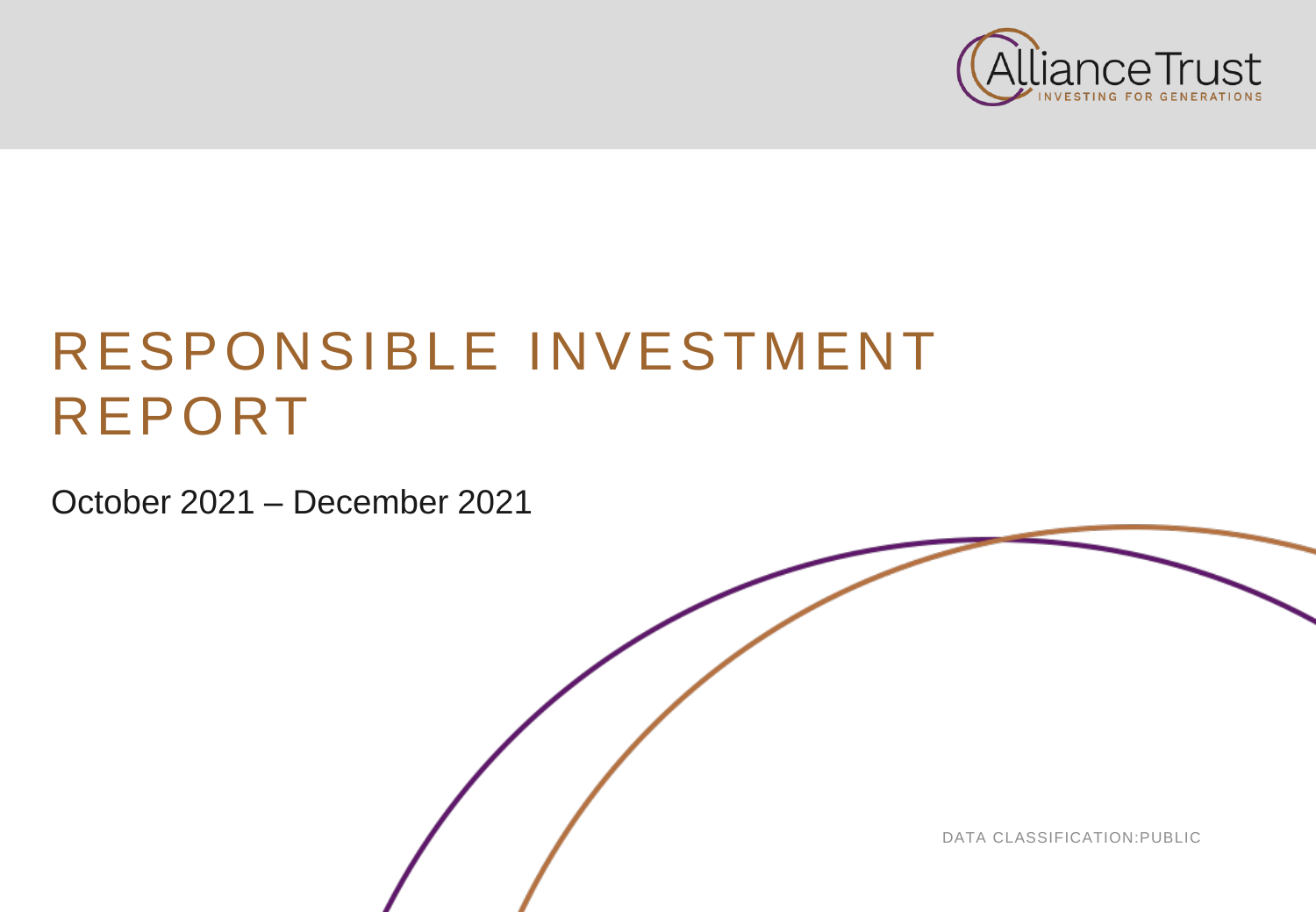Alliance Trust

INVESTING FOR GENERATIONS

# RESPONSIBLE INVESTMENT REPORT

October 2021 – December 2021

DATA CLASSIFICATION:PUBLIC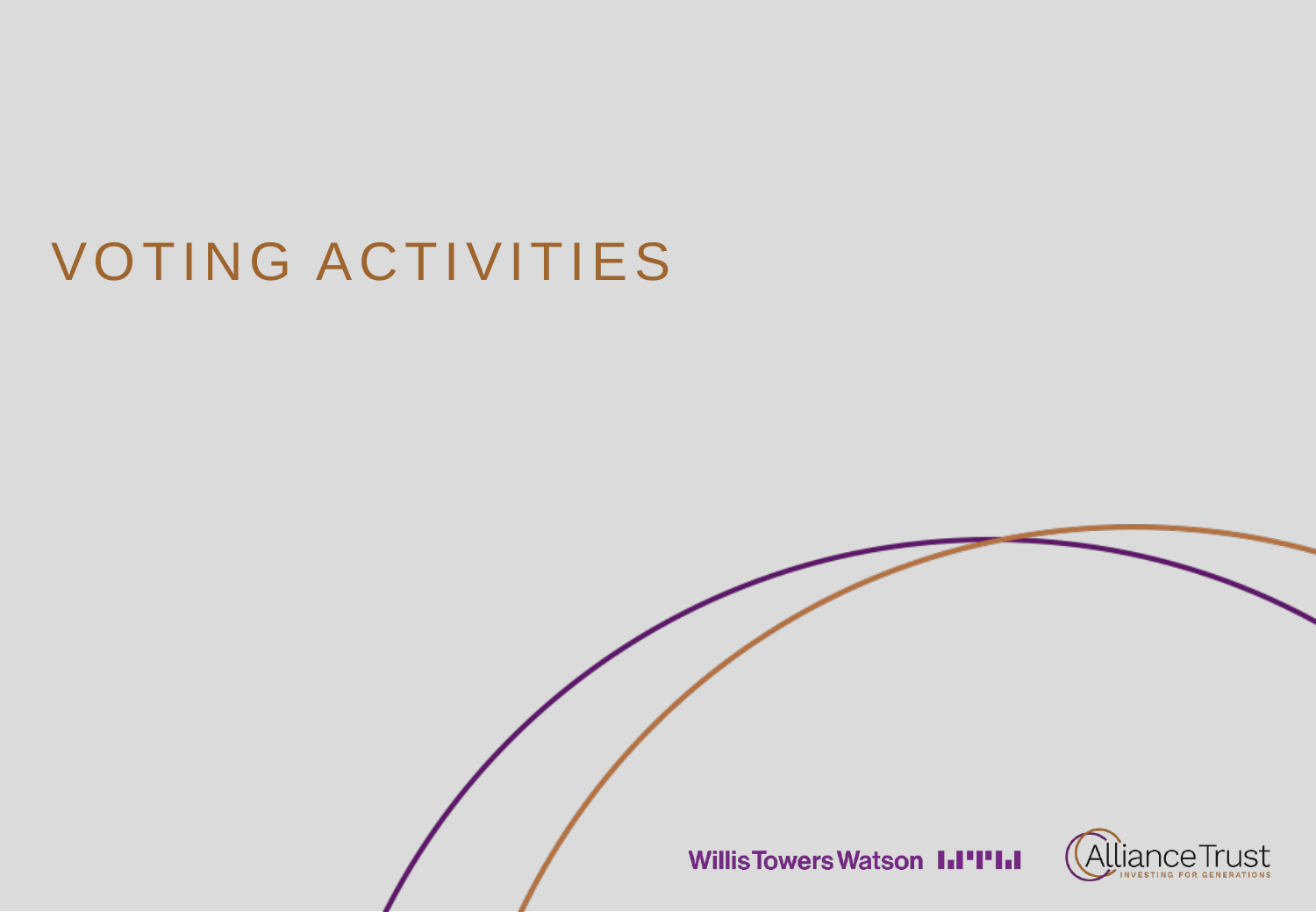# VOTING ACTIVITIES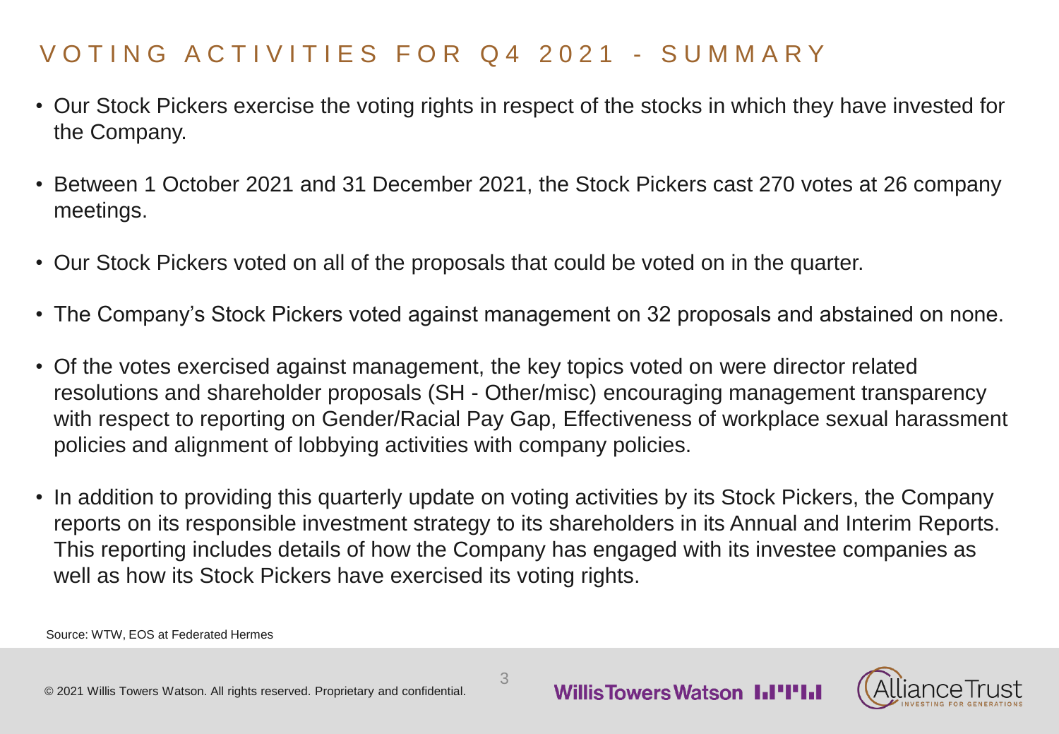# VOTING ACTIVITIES FOR Q4 2021 - SUMMARY

- Our Stock Pickers exercise the voting rights in respect of the stocks in which they have invested for the Company.
- Between 1 October 2021 and 31 December 2021, the Stock Pickers cast 270 votes at 26 company meetings.
- Our Stock Pickers voted on all of the proposals that could be voted on in the quarter.
- The Company's Stock Pickers voted against management on 32 proposals and abstained on none.
- Of the votes exercised against management, the key topics voted on were director related resolutions and shareholder proposals (SH - Other/misc) encouraging management transparency with respect to reporting on Gender/Racial Pay Gap, Effectiveness of workplace sexual harassment policies and alignment of lobbying activities with company policies.
- In addition to providing this quarterly update on voting activities by its Stock Pickers, the Company reports on its responsible investment strategy to its shareholders in its Annual and Interim Reports. This reporting includes details of how the Company has engaged with its investee companies as well as how its Stock Pickers have exercised its voting rights.

Source: WTW, EOS at Federated Hermes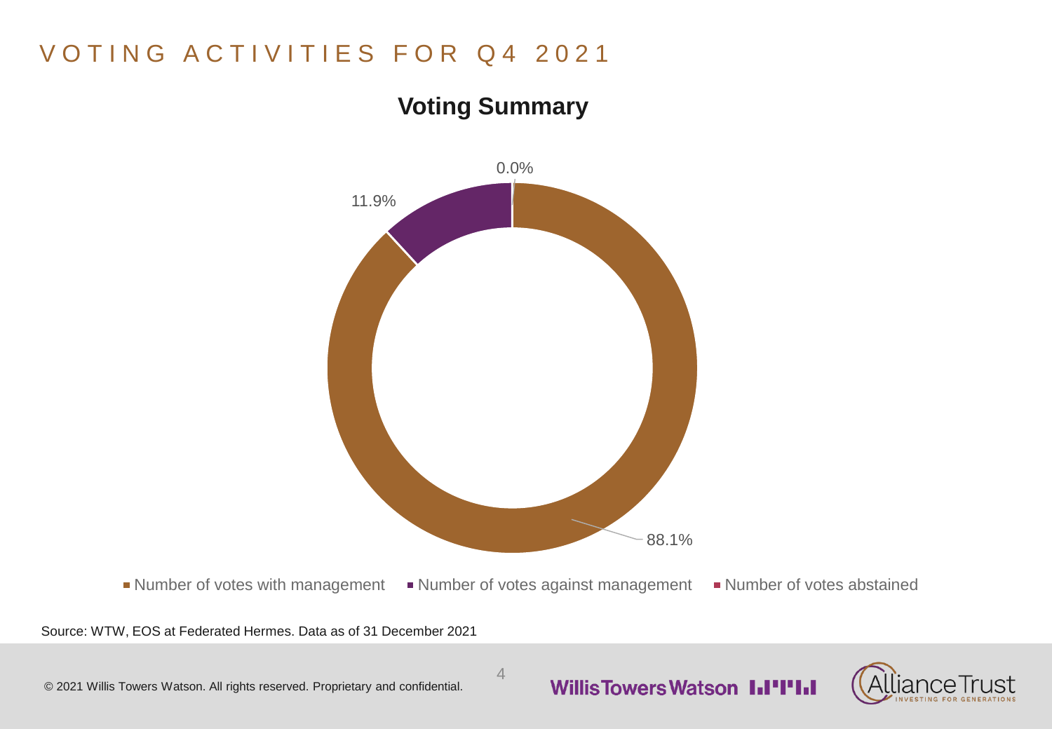# VOTING ACTIVITIES FOR Q4 2021

## Voting Summary

| Category | Percentage |
| --- | --- |
| Number of votes with management | 88.1% |
| Number of votes against management | 11.9% |
| Number of votes abstained | 0.0% |

Source: WTW, EOS at Federated Hermes. Data as of 31 December 2021

© 2021 Willis Towers Watson. All rights reserved. Proprietary and confidential.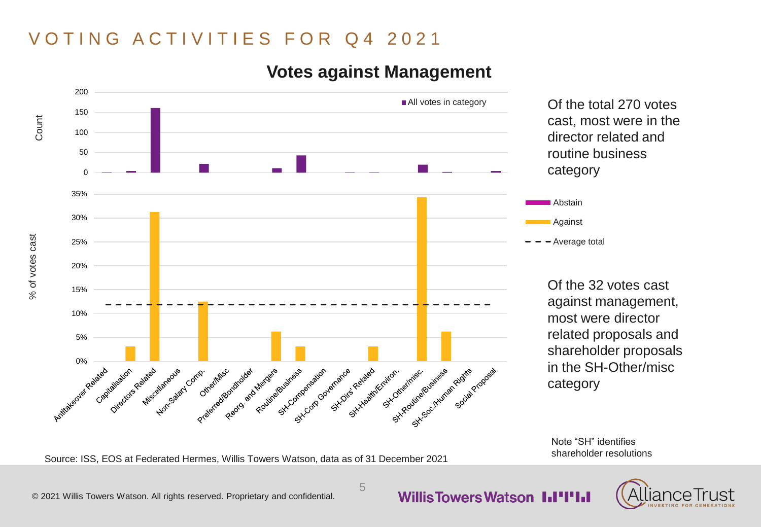# VOTING ACTIVITIES FOR Q4 2021

## Votes against Management

Count

All votes in category

% of votes cast

Abstain

Against

Average total

Antitakeover Related, Capitalisation, Directors Related, Miscellaneous, Non-Salary Comp., Other/Misc, Preferred/Bondholder, Reorg. and Mergers, Routine/Business, SH-Compensation, SH-Corp Governance, SH-Dirs' Related, SH-Health/Environ., SH-Other/misc., SH-Routine/Business, SH-Soc./Human Rights, Social Proposal

Of the total 270 votes cast, most were in the director related and routine business category

Of the 32 votes cast against management, most were director related proposals and shareholder proposals in the SH-Other/misc category

Note "SH" identifies shareholder resolutions

Source: ISS, EOS at Federated Hermes, Willis Towers Watson, data as of 31 December 2021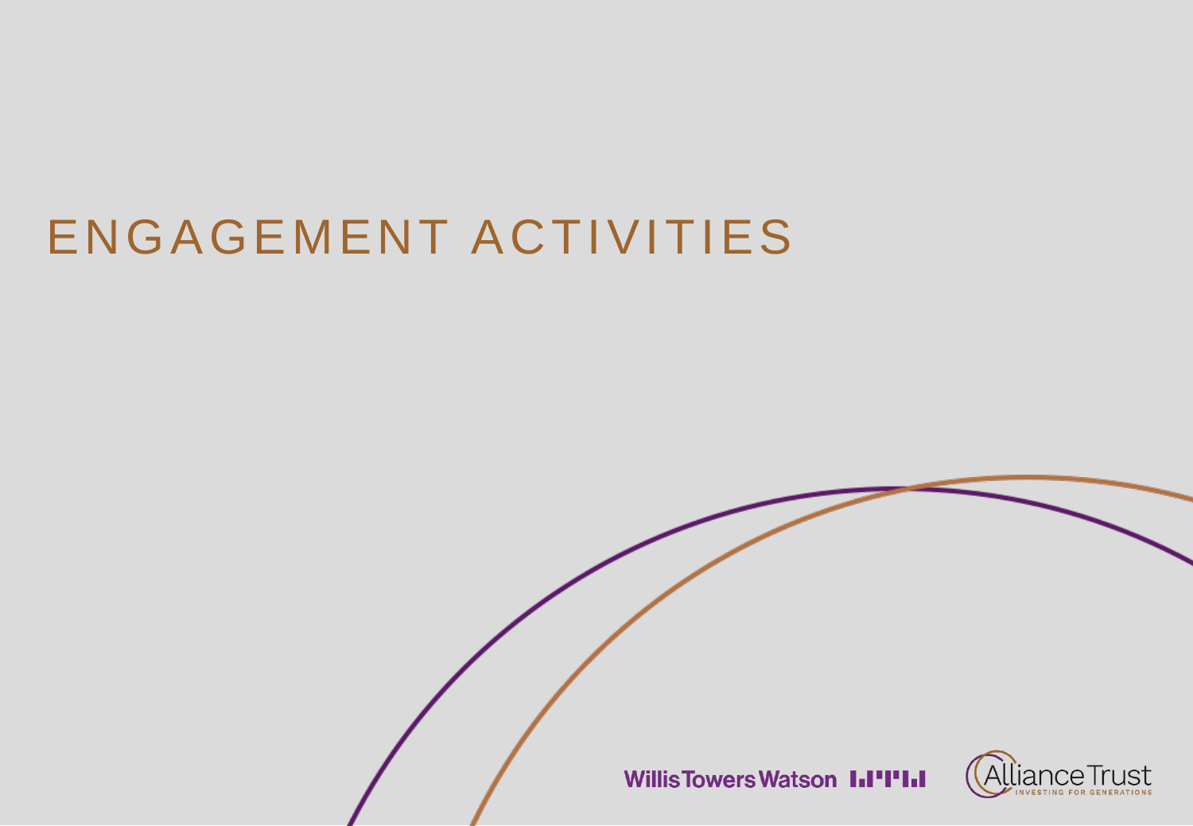# ENGAGEMENT ACTIVITIES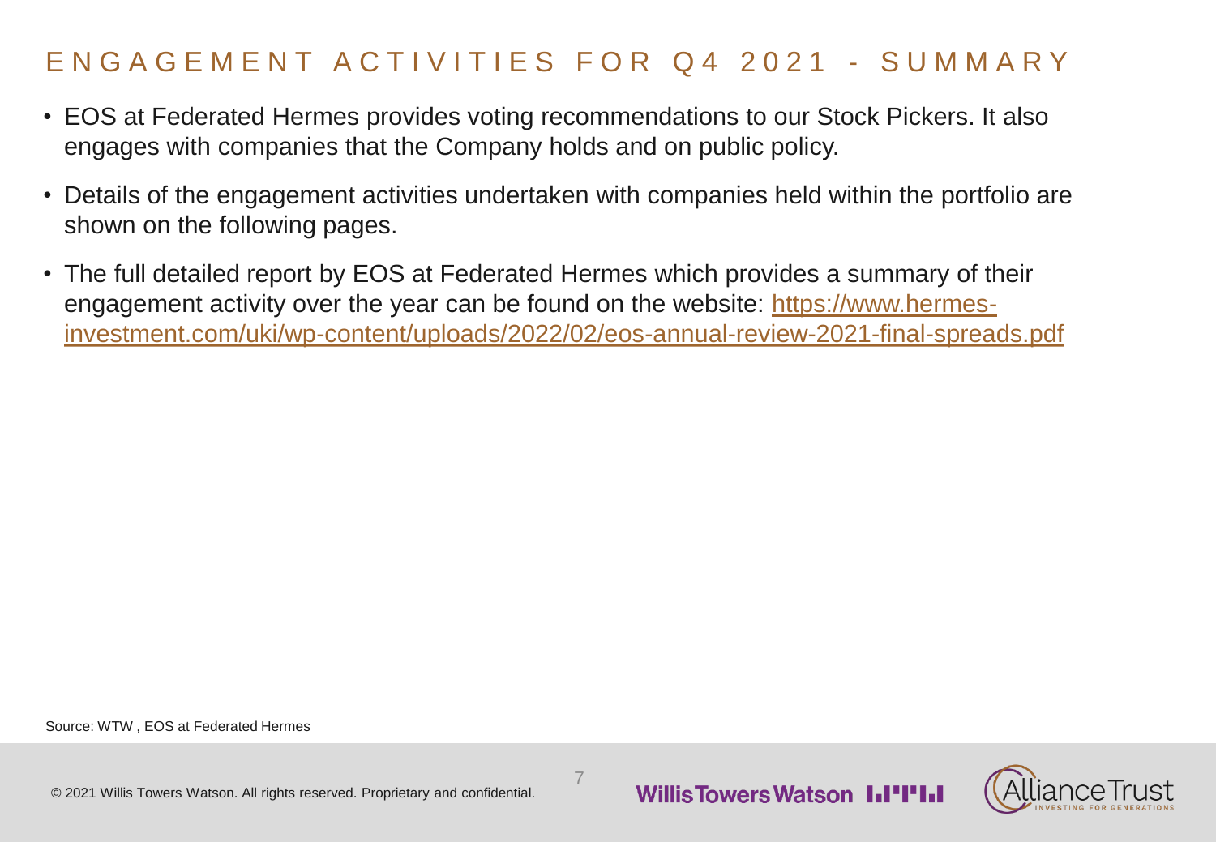# ENGAGEMENT ACTIVITIES FOR Q4 2021 - SUMMARY

- EOS at Federated Hermes provides voting recommendations to our Stock Pickers. It also engages with companies that the Company holds and on public policy.
- Details of the engagement activities undertaken with companies held within the portfolio are shown on the following pages.
- The full detailed report by EOS at Federated Hermes which provides a summary of their engagement activity over the year can be found on the website: [https://www.hermes-investment.com/uki/wp-content/uploads/2022/02/eos-annual-review-2021-final-spreads.pdf](https://www.hermes-investment.com/uki/wp-content/uploads/2022/02/eos-annual-review-2021-final-spreads.pdf)

Source: WTW , EOS at Federated Hermes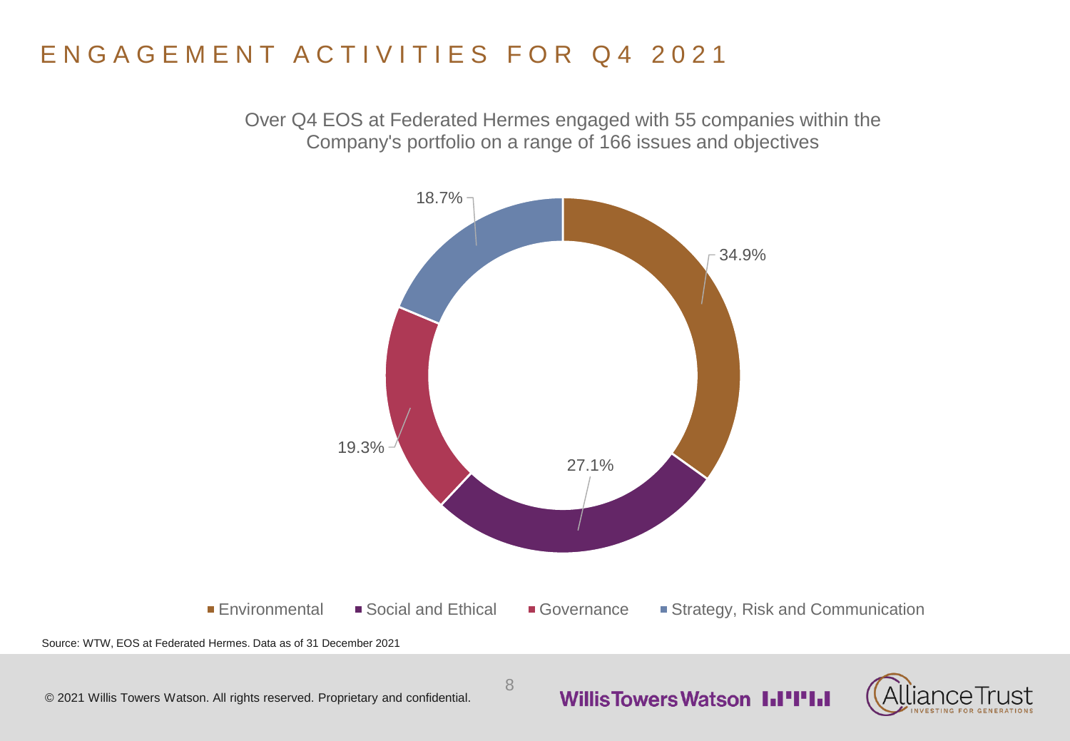# ENGAGEMENT ACTIVITIES FOR Q4 2021

Over Q4 EOS at Federated Hermes engaged with 55 companies within the Company's portfolio on a range of 166 issues and objectives

| Category | Share |
| --- | --- |
| Environmental | 34.9% |
| Social and Ethical | 27.1% |
| Governance | 19.3% |
| Strategy, Risk and Communication | 18.7% |

Source: WTW, EOS at Federated Hermes. Data as of 31 December 2021

© 2021 Willis Towers Watson. All rights reserved. Proprietary and confidential.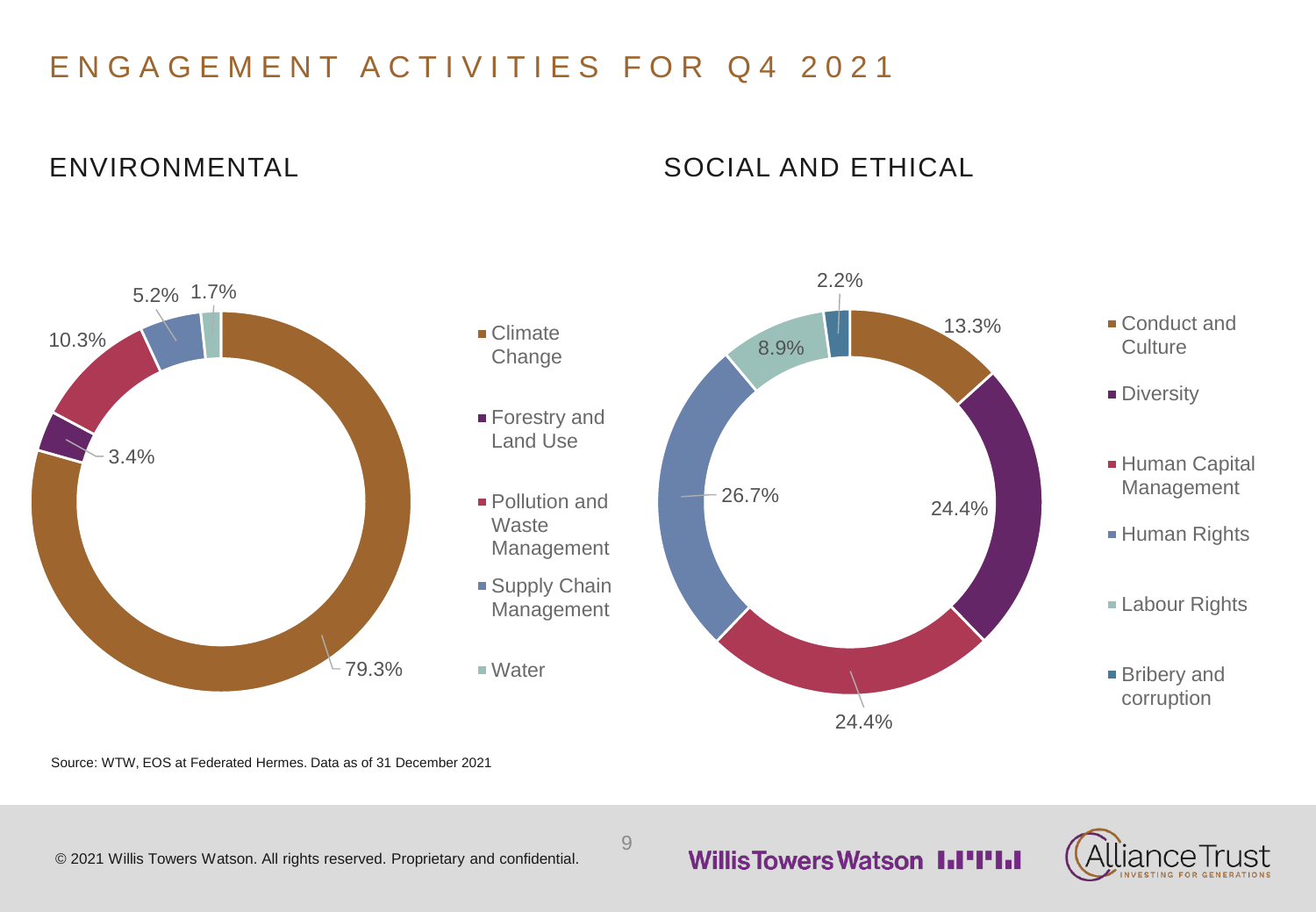# ENGAGEMENT ACTIVITIES FOR Q4 2021

## ENVIRONMENTAL

| Category | Share |
|---|---|
| Climate Change | 79.3% |
| Forestry and Land Use | 3.4% |
| Pollution and Waste Management | 10.3% |
| Supply Chain Management | 5.2% |
| Water | 1.7% |

## SOCIAL AND ETHICAL

| Category | Share |
|---|---|
| Conduct and Culture | 13.3% |
| Diversity | 24.4% |
| Human Capital Management | 24.4% |
| Human Rights | 26.7% |
| Labour Rights | 8.9% |
| Bribery and corruption | 2.2% |

Source: WTW, EOS at Federated Hermes. Data as of 31 December 2021

© 2021 Willis Towers Watson. All rights reserved. Proprietary and confidential.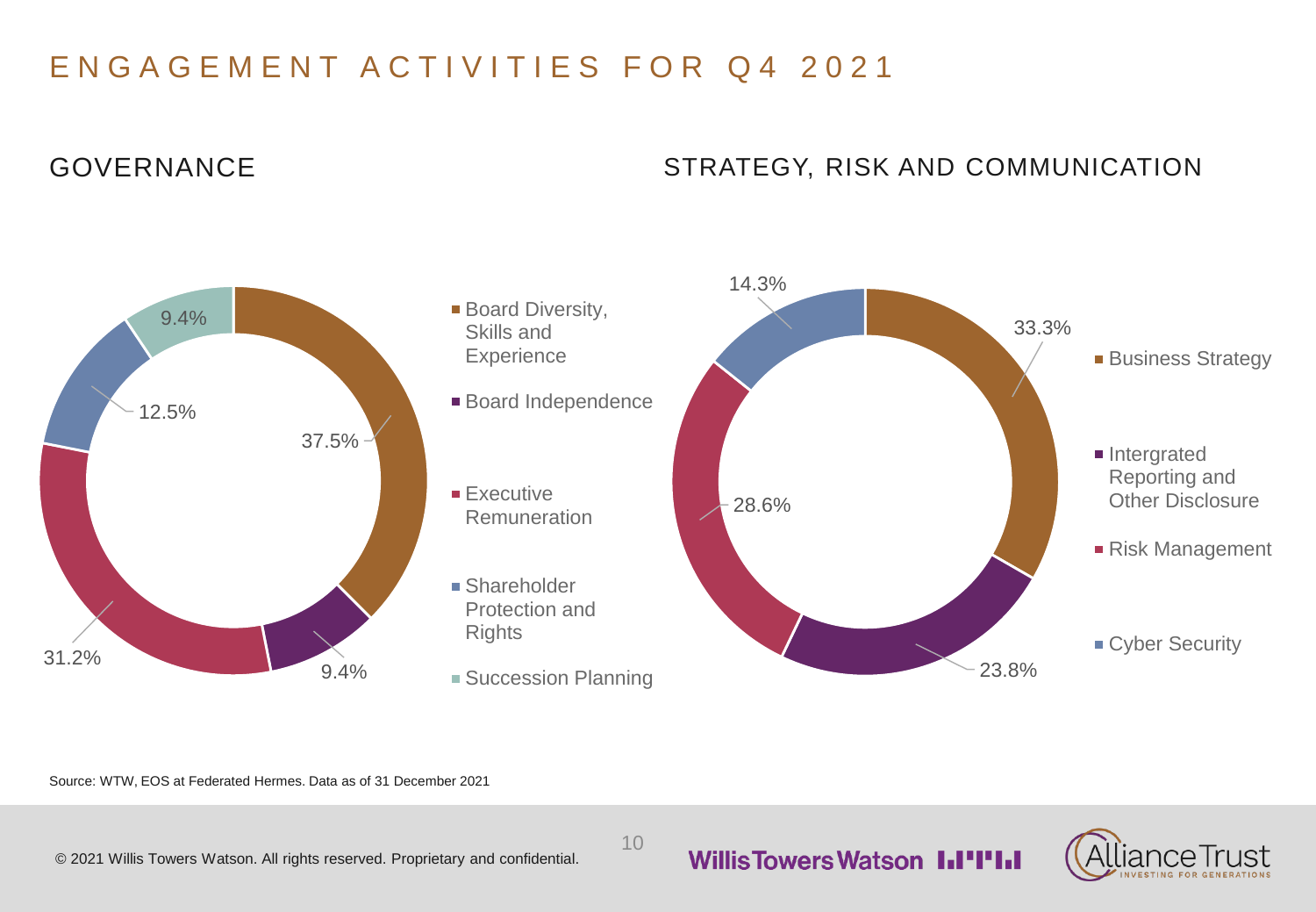# ENGAGEMENT ACTIVITIES FOR Q4 2021

## GOVERNANCE

| Category | Share |
| --- | --- |
| Board Diversity, Skills and Experience | 37.5% |
| Board Independence | 9.4% |
| Executive Remuneration | 31.2% |
| Shareholder Protection and Rights | 12.5% |
| Succession Planning | 9.4% |

## STRATEGY, RISK AND COMMUNICATION

| Category | Share |
| --- | --- |
| Business Strategy | 33.3% |
| Intergrated Reporting and Other Disclosure | 23.8% |
| Risk Management | 28.6% |
| Cyber Security | 14.3% |

Source: WTW, EOS at Federated Hermes. Data as of 31 December 2021

© 2021 Willis Towers Watson. All rights reserved. Proprietary and confidential.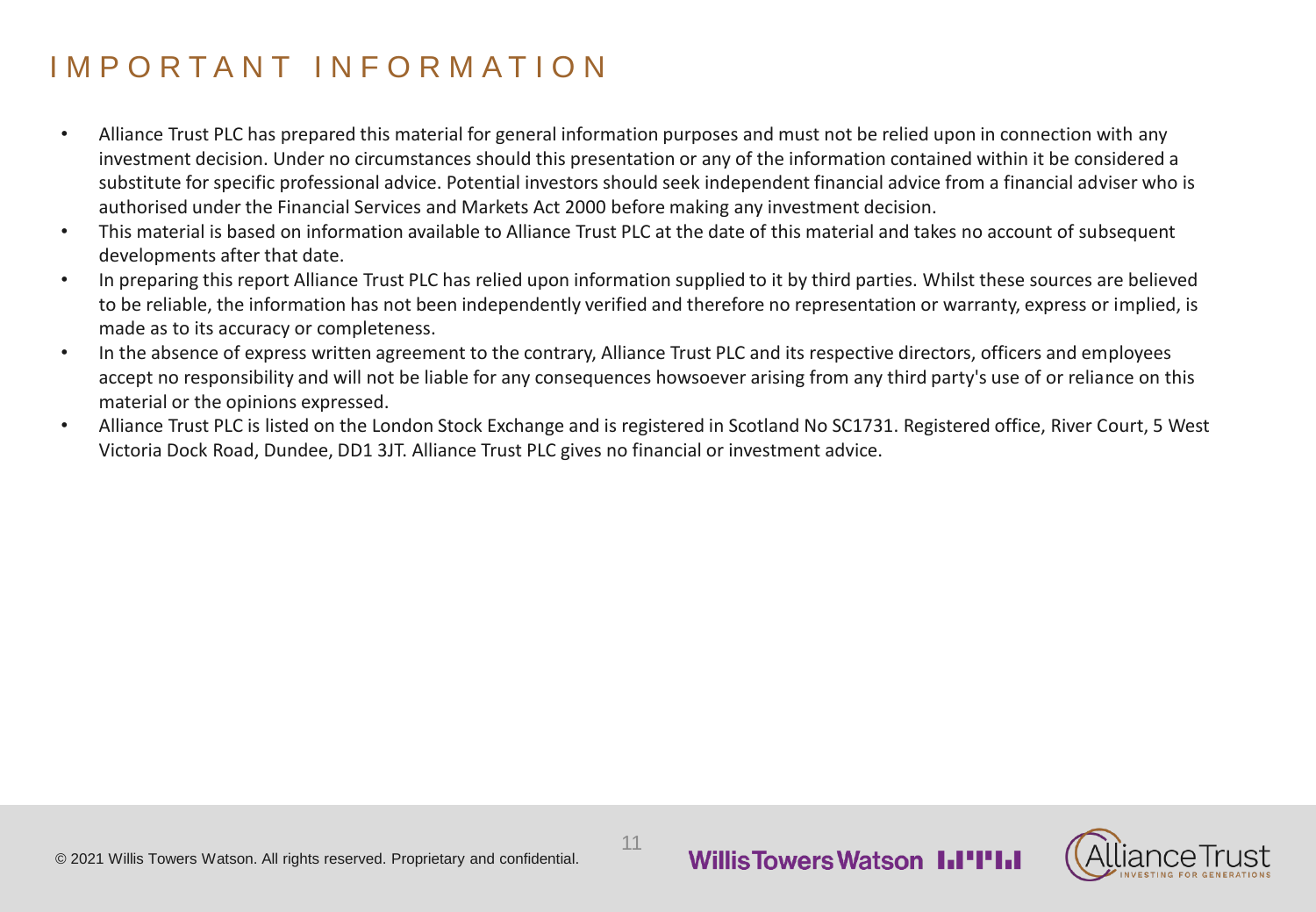# IMPORTANT INFORMATION

- Alliance Trust PLC has prepared this material for general information purposes and must not be relied upon in connection with any investment decision. Under no circumstances should this presentation or any of the information contained within it be considered a substitute for specific professional advice. Potential investors should seek independent financial advice from a financial adviser who is authorised under the Financial Services and Markets Act 2000 before making any investment decision.
- This material is based on information available to Alliance Trust PLC at the date of this material and takes no account of subsequent developments after that date.
- In preparing this report Alliance Trust PLC has relied upon information supplied to it by third parties. Whilst these sources are believed to be reliable, the information has not been independently verified and therefore no representation or warranty, express or implied, is made as to its accuracy or completeness.
- In the absence of express written agreement to the contrary, Alliance Trust PLC and its respective directors, officers and employees accept no responsibility and will not be liable for any consequences howsoever arising from any third party's use of or reliance on this material or the opinions expressed.
- Alliance Trust PLC is listed on the London Stock Exchange and is registered in Scotland No SC1731. Registered office, River Court, 5 West Victoria Dock Road, Dundee, DD1 3JT. Alliance Trust PLC gives no financial or investment advice.

© 2021 Willis Towers Watson. All rights reserved. Proprietary and confidential.